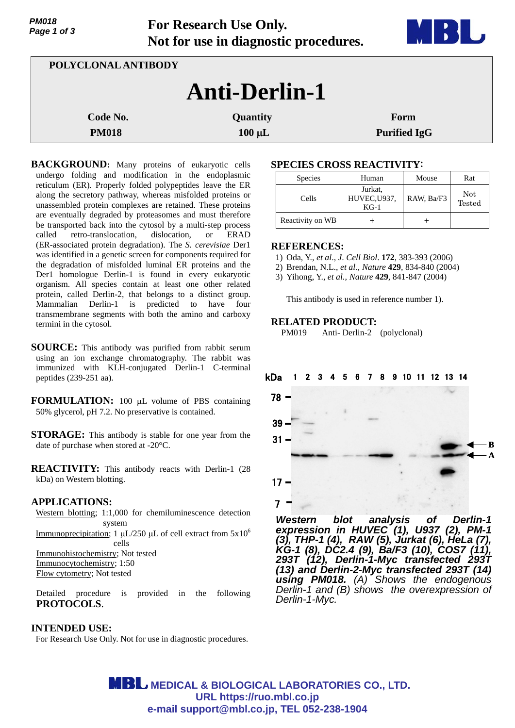For Research Use Only.
Not for use in diagnostic procedures.

**POLYCLONAL ANTIBODY**

# Anti-Derlin-1

| Code No. | Quantity | Form |
|---|---|---|
| PM018 | 100 µL | Purified IgG |

**BACKGROUND:** Many proteins of eukaryotic cells undergo folding and modification in the endoplasmic reticulum (ER). Properly folded polypeptides leave the ER along the secretory pathway, whereas misfolded proteins or unassembled protein complexes are retained. These proteins are eventually degraded by proteasomes and must therefore be transported back into the cytosol by a multi-step process called retro-translocation, dislocation, or ERAD (ER-associated protein degradation). The *S. cerevisiae* Der1 was identified in a genetic screen for components required for the degradation of misfolded luminal ER proteins and the Der1 homologue Derlin-1 is found in every eukaryotic organism. All species contain at least one other related protein, called Derlin-2, that belongs to a distinct group. Mammalian Derlin-1 is predicted to have four transmembrane segments with both the amino and carboxy termini in the cytosol.

**SOURCE:** This antibody was purified from rabbit serum using an ion exchange chromatography. The rabbit was immunized with KLH-conjugated Derlin-1 C-terminal peptides (239-251 aa).

**FORMULATION:** 100 µL volume of PBS containing 50% glycerol, pH 7.2. No preservative is contained.

**STORAGE:** This antibody is stable for one year from the date of purchase when stored at -20°C.

**REACTIVITY:** This antibody reacts with Derlin-1 (28 kDa) on Western blotting.

**APPLICATIONS:**

Western blotting; 1:1,000 for chemiluminescence detection system

Immunoprecipitation; 1 µL/250 µL of cell extract from 5x10$^6$ cells

Immunohistochemistry; Not tested

Immunocytochemistry; 1:50

Flow cytometry; Not tested

Detailed procedure is provided in the following **PROTOCOLS**.

**INTENDED USE:**

For Research Use Only. Not for use in diagnostic procedures.

**SPECIES CROSS REACTIVITY:**

| Species | Human | Mouse | Rat |
|---|---|---|---|
| Cells | Jurkat, HUVEC, U937, KG-1 | RAW, Ba/F3 | Not Tested |
| Reactivity on WB | + | + | |

**REFERENCES:**

1) Oda, Y., *et al*., *J. Cell Biol*. **172**, 383-393 (2006)
2) Brendan, N.L., *et al., Nature* **429**, 834-840 (2004)
3) Yihong, Y., *et al., Nature* **429**, 841-847 (2004)

This antibody is used in reference number 1).

**RELATED PRODUCT:**

PM019 Anti- Derlin-2 (polyclonal)

***Western blot analysis of Derlin-1 expression in HUVEC (1), U937 (2), PM-1 (3), THP-1 (4), RAW (5), Jurkat (6), HeLa (7), KG-1 (8), DC2.4 (9), Ba/F3 (10), COS7 (11), 293T (12), Derlin-1-Myc transfected 293T (13) and Derlin-2-Myc transfected 293T (14) using PM018.*** *(A) Shows the endogenous Derlin-1 and (B) shows the overexpression of Derlin-1-Myc.*

MEDICAL & BIOLOGICAL LABORATORIES CO., LTD.
URL https://ruo.mbl.co.jp
e-mail support@mbl.co.jp, TEL 052-238-1904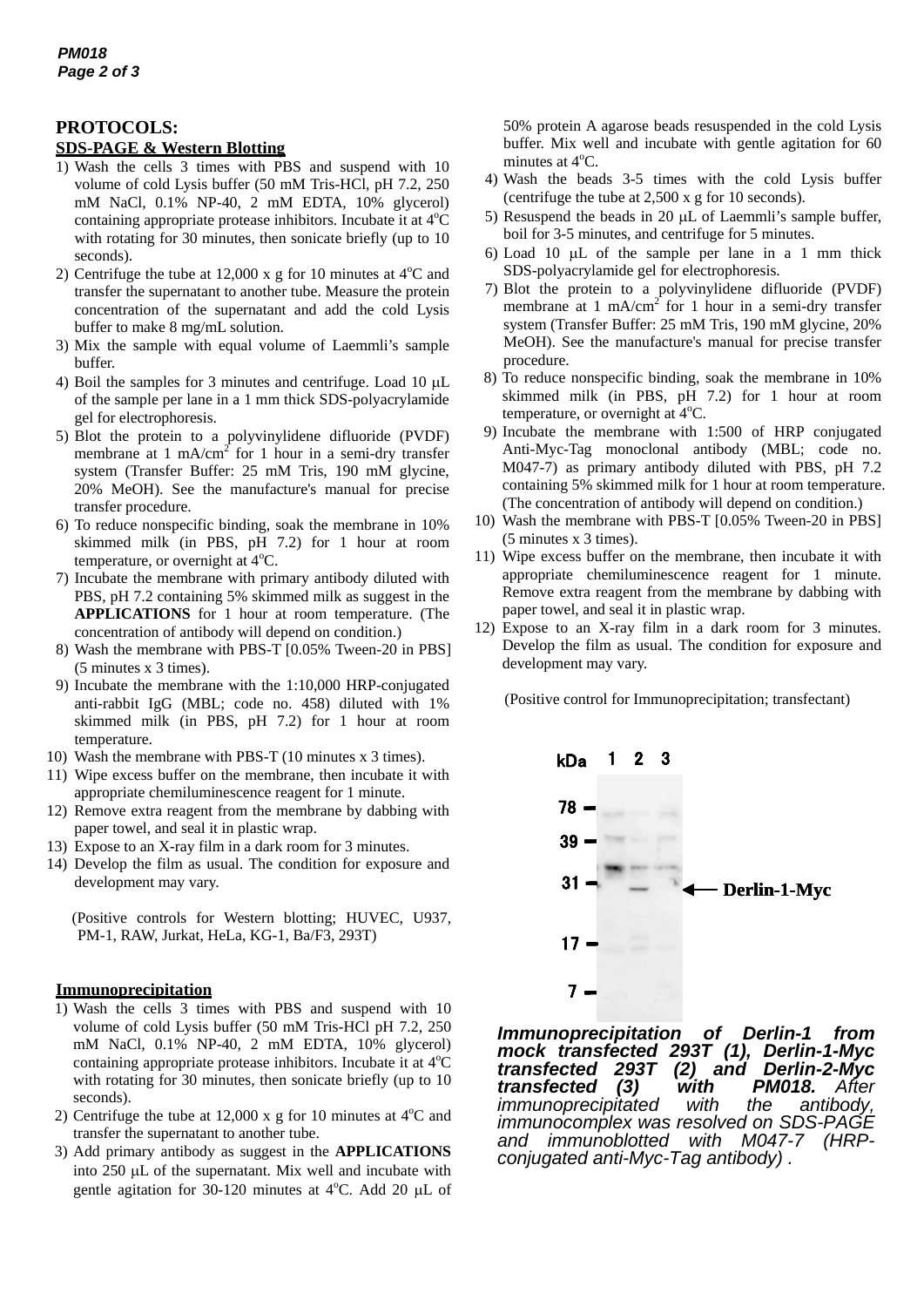## PROTOCOLS:

### SDS-PAGE & Western Blotting

1) Wash the cells 3 times with PBS and suspend with 10 volume of cold Lysis buffer (50 mM Tris-HCl, pH 7.2, 250 mM NaCl, 0.1% NP-40, 2 mM EDTA, 10% glycerol) containing appropriate protease inhibitors. Incubate it at 4°C with rotating for 30 minutes, then sonicate briefly (up to 10 seconds).
2) Centrifuge the tube at 12,000 x g for 10 minutes at 4°C and transfer the supernatant to another tube. Measure the protein concentration of the supernatant and add the cold Lysis buffer to make 8 mg/mL solution.
3) Mix the sample with equal volume of Laemmli's sample buffer.
4) Boil the samples for 3 minutes and centrifuge. Load 10 μL of the sample per lane in a 1 mm thick SDS-polyacrylamide gel for electrophoresis.
5) Blot the protein to a polyvinylidene difluoride (PVDF) membrane at 1 mA/cm$^2$ for 1 hour in a semi-dry transfer system (Transfer Buffer: 25 mM Tris, 190 mM glycine, 20% MeOH). See the manufacture's manual for precise transfer procedure.
6) To reduce nonspecific binding, soak the membrane in 10% skimmed milk (in PBS, pH 7.2) for 1 hour at room temperature, or overnight at 4°C.
7) Incubate the membrane with primary antibody diluted with PBS, pH 7.2 containing 5% skimmed milk as suggest in the **APPLICATIONS** for 1 hour at room temperature. (The concentration of antibody will depend on condition.)
8) Wash the membrane with PBS-T [0.05% Tween-20 in PBS] (5 minutes x 3 times).
9) Incubate the membrane with the 1:10,000 HRP-conjugated anti-rabbit IgG (MBL; code no. 458) diluted with 1% skimmed milk (in PBS, pH 7.2) for 1 hour at room temperature.
10) Wash the membrane with PBS-T (10 minutes x 3 times).
11) Wipe excess buffer on the membrane, then incubate it with appropriate chemiluminescence reagent for 1 minute.
12) Remove extra reagent from the membrane by dabbing with paper towel, and seal it in plastic wrap.
13) Expose to an X-ray film in a dark room for 3 minutes.
14) Develop the film as usual. The condition for exposure and development may vary.

(Positive controls for Western blotting; HUVEC, U937, PM-1, RAW, Jurkat, HeLa, KG-1, Ba/F3, 293T)

### Immunoprecipitation

1) Wash the cells 3 times with PBS and suspend with 10 volume of cold Lysis buffer (50 mM Tris-HCl pH 7.2, 250 mM NaCl, 0.1% NP-40, 2 mM EDTA, 10% glycerol) containing appropriate protease inhibitors. Incubate it at 4°C with rotating for 30 minutes, then sonicate briefly (up to 10 seconds).
2) Centrifuge the tube at 12,000 x g for 10 minutes at 4°C and transfer the supernatant to another tube.
3) Add primary antibody as suggest in the **APPLICATIONS** into 250 μL of the supernatant. Mix well and incubate with gentle agitation for 30-120 minutes at 4°C. Add 20 μL of 50% protein A agarose beads resuspended in the cold Lysis buffer. Mix well and incubate with gentle agitation for 60 minutes at 4°C.
4) Wash the beads 3-5 times with the cold Lysis buffer (centrifuge the tube at 2,500 x g for 10 seconds).
5) Resuspend the beads in 20 μL of Laemmli's sample buffer, boil for 3-5 minutes, and centrifuge for 5 minutes.
6) Load 10 μL of the sample per lane in a 1 mm thick SDS-polyacrylamide gel for electrophoresis.
7) Blot the protein to a polyvinylidene difluoride (PVDF) membrane at 1 mA/cm$^2$ for 1 hour in a semi-dry transfer system (Transfer Buffer: 25 mM Tris, 190 mM glycine, 20% MeOH). See the manufacture's manual for precise transfer procedure.
8) To reduce nonspecific binding, soak the membrane in 10% skimmed milk (in PBS, pH 7.2) for 1 hour at room temperature, or overnight at 4°C.
9) Incubate the membrane with 1:500 of HRP conjugated Anti-Myc-Tag monoclonal antibody (MBL; code no. M047-7) as primary antibody diluted with PBS, pH 7.2 containing 5% skimmed milk for 1 hour at room temperature. (The concentration of antibody will depend on condition.)
10) Wash the membrane with PBS-T [0.05% Tween-20 in PBS] (5 minutes x 3 times).
11) Wipe excess buffer on the membrane, then incubate it with appropriate chemiluminescence reagent for 1 minute. Remove extra reagent from the membrane by dabbing with paper towel, and seal it in plastic wrap.
12) Expose to an X-ray film in a dark room for 3 minutes. Develop the film as usual. The condition for exposure and development may vary.

(Positive control for Immunoprecipitation; transfectant)

***Immunoprecipitation of Derlin-1 from mock transfected 293T (1), Derlin-1-Myc transfected 293T (2) and Derlin-2-Myc transfected (3) with PM018.*** *After immunoprecipitated with the antibody, immunocomplex was resolved on SDS-PAGE and immunoblotted with M047-7 (HRP-conjugated anti-Myc-Tag antibody) .*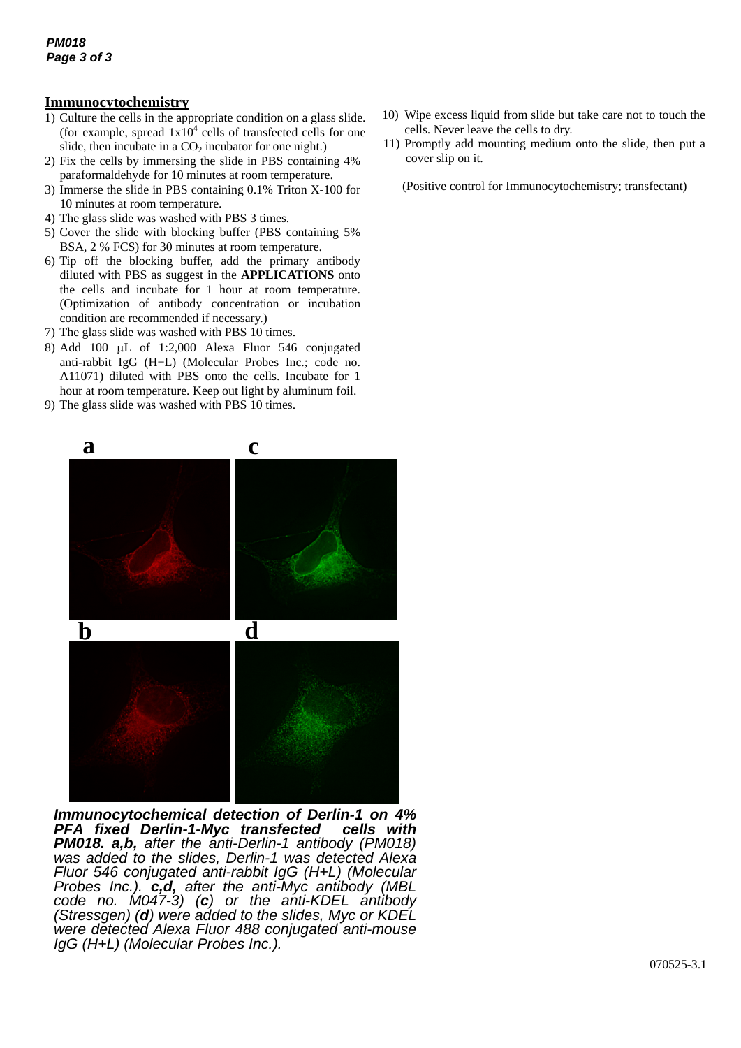## Immunocytochemistry

1) Culture the cells in the appropriate condition on a glass slide. (for example, spread $1x10^4$ cells of transfected cells for one slide, then incubate in a $CO_2$ incubator for one night.)
2) Fix the cells by immersing the slide in PBS containing 4% paraformaldehyde for 10 minutes at room temperature.
3) Immerse the slide in PBS containing 0.1% Triton X-100 for 10 minutes at room temperature.
4) The glass slide was washed with PBS 3 times.
5) Cover the slide with blocking buffer (PBS containing 5% BSA, 2 % FCS) for 30 minutes at room temperature.
6) Tip off the blocking buffer, add the primary antibody diluted with PBS as suggest in the **APPLICATIONS** onto the cells and incubate for 1 hour at room temperature. (Optimization of antibody concentration or incubation condition are recommended if necessary.)
7) The glass slide was washed with PBS 10 times.
8) Add 100 µL of 1:2,000 Alexa Fluor 546 conjugated anti-rabbit IgG (H+L) (Molecular Probes Inc.; code no. A11071) diluted with PBS onto the cells. Incubate for 1 hour at room temperature. Keep out light by aluminum foil.
9) The glass slide was washed with PBS 10 times.
10) Wipe excess liquid from slide but take care not to touch the cells. Never leave the cells to dry.
11) Promptly add mounting medium onto the slide, then put a cover slip on it.

(Positive control for Immunocytochemistry; transfectant)

a c

b d

***Immunocytochemical detection of Derlin-1 on 4% PFA fixed Derlin-1-Myc transfected cells with PM018. a,b,*** *after the anti-Derlin-1 antibody (PM018) was added to the slides, Derlin-1 was detected Alexa Fluor 546 conjugated anti-rabbit IgG (H+L) (Molecular Probes Inc.).* ***c,d,*** *after the anti-Myc antibody (MBL code no. M047-3) (**c**) or the anti-KDEL antibody (Stressgen) (**d**) were added to the slides, Myc or KDEL were detected Alexa Fluor 488 conjugated anti-mouse IgG (H+L) (Molecular Probes Inc.).*

070525-3.1